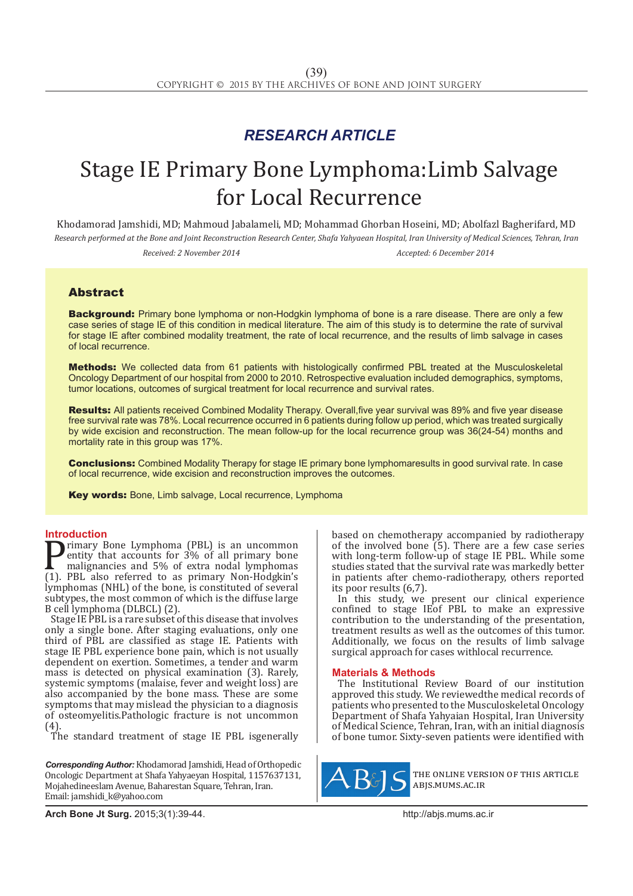RESEARCH ARTICLE

# Stage IE Primary Bone Lymphoma:Limb Salvage for Local Recurrence

Khodamorad Jamshidi, MD; Mahmoud Jabalameli, MD; Mohammad Ghorban Hoseini, MD; Abolfazl Bagherifard, MD

*Research performed at the Bone and Joint Reconstruction Research Center, Shafa Yahyaean Hospital, Iran University of Medical Sciences, Tehran, Iran*

*Received: 2 November 2014* *Accepted: 6 December 2014*

## Abstract

**Background:** Primary bone lymphoma or non-Hodgkin lymphoma of bone is a rare disease. There are only a few case series of stage IE of this condition in medical literature. The aim of this study is to determine the rate of survival for stage IE after combined modality treatment, the rate of local recurrence, and the results of limb salvage in cases of local recurrence.

**Methods:** We collected data from 61 patients with histologically confirmed PBL treated at the Musculoskeletal Oncology Department of our hospital from 2000 to 2010. Retrospective evaluation included demographics, symptoms, tumor locations, outcomes of surgical treatment for local recurrence and survival rates.

**Results:** All patients received Combined Modality Therapy. Overall,five year survival was 89% and five year disease free survival rate was 78%. Local recurrence occurred in 6 patients during follow up period, which was treated surgically by wide excision and reconstruction. The mean follow-up for the local recurrence group was 36(24-54) months and mortality rate in this group was 17%.

**Conclusions:** Combined Modality Therapy for stage IE primary bone lymphomaresults in good survival rate. In case of local recurrence, wide excision and reconstruction improves the outcomes.

**Key words:** Bone, Limb salvage, Local recurrence, Lymphoma

## Introduction

Primary Bone Lymphoma (PBL) is an uncommon entity that accounts for 3% of all primary bone malignancies and 5% of extra nodal lymphomas (1). PBL also referred to as primary Non-Hodgkin's lymphomas (NHL) of the bone, is constituted of several subtypes, the most common of which is the diffuse large B cell lymphoma (DLBCL) (2).

Stage IE PBL is a rare subset of this disease that involves only a single bone. After staging evaluations, only one third of PBL are classified as stage IE. Patients with stage IE PBL experience bone pain, which is not usually dependent on exertion. Sometimes, a tender and warm mass is detected on physical examination (3). Rarely, systemic symptoms (malaise, fever and weight loss) are also accompanied by the bone mass. These are some symptoms that may mislead the physician to a diagnosis of osteomyelitis.Pathologic fracture is not uncommon (4).

The standard treatment of stage IE PBL isgenerally based on chemotherapy accompanied by radiotherapy of the involved bone (5). There are a few case series with long-term follow-up of stage IE PBL. While some studies stated that the survival rate was markedly better in patients after chemo-radiotherapy, others reported its poor results (6,7).

In this study, we present our clinical experience confined to stage IEof PBL to make an expressive contribution to the understanding of the presentation, treatment results as well as the outcomes of this tumor. Additionally, we focus on the results of limb salvage surgical approach for cases withlocal recurrence.

## Materials & Methods

The Institutional Review Board of our institution approved this study. We reviewedthe medical records of patients who presented to the Musculoskeletal Oncology Department of Shafa Yahyaian Hospital, Iran University of Medical Science, Tehran, Iran, with an initial diagnosis of bone tumor. Sixty-seven patients were identified with

*Corresponding Author:* Khodamorad Jamshidi, Head of Orthopedic Oncologic Department at Shafa Yahyaeyan Hospital, 1157637131, Mojahedineeslam Avenue, Baharestan Square, Tehran, Iran.
Email: jamshidi_k@yahoo.com

THE ONLINE VERSION OF THIS ARTICLE ABJS.MUMS.AC.IR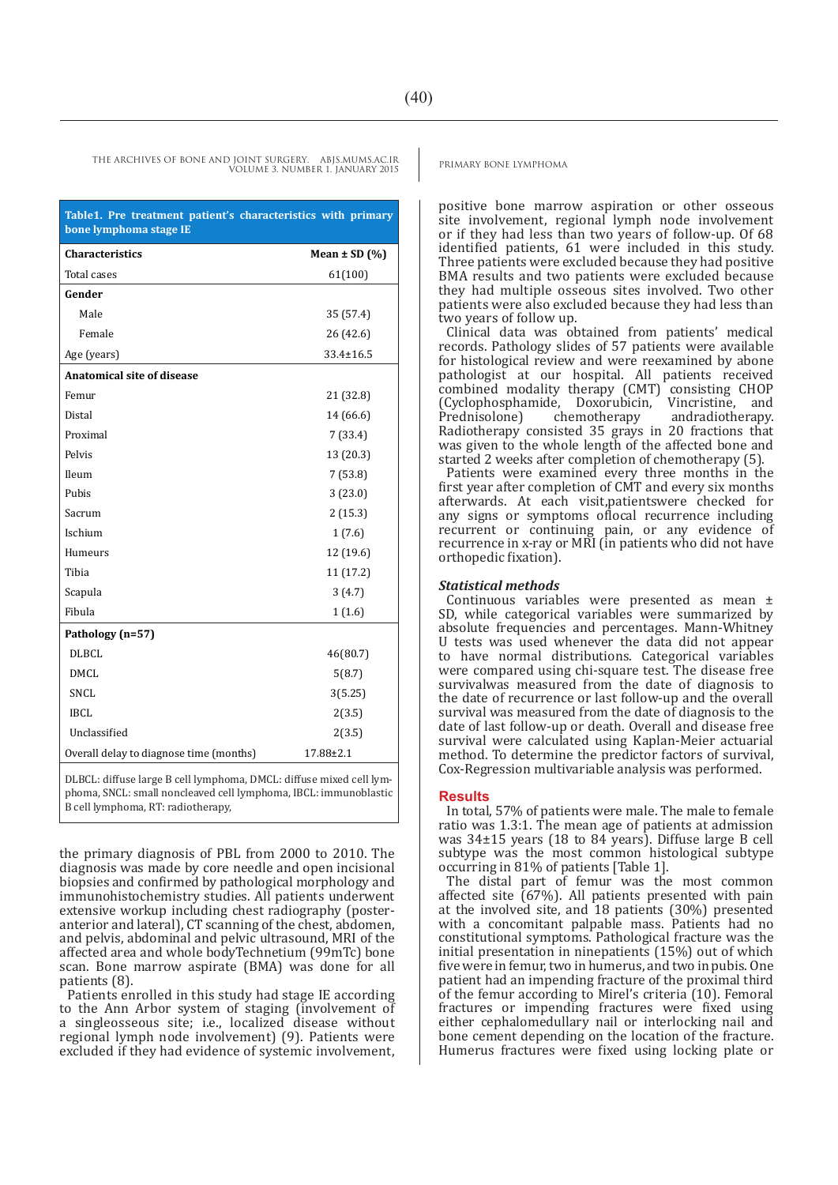| Table1. Pre treatment patient's characteristics with primary bone lymphoma stage IE | |
|---|---|
| **Characteristics** | **Mean ± SD (%)** |
| Total cases | 61(100) |
| **Gender** | |
| Male | 35 (57.4) |
| Female | 26 (42.6) |
| Age (years) | 33.4±16.5 |
| **Anatomical site of disease** | |
| Femur | 21 (32.8) |
| Distal | 14 (66.6) |
| Proximal | 7 (33.4) |
| Pelvis | 13 (20.3) |
| Ileum | 7 (53.8) |
| Pubis | 3 (23.0) |
| Sacrum | 2 (15.3) |
| Ischium | 1 (7.6) |
| Humeurs | 12 (19.6) |
| Tibia | 11 (17.2) |
| Scapula | 3 (4.7) |
| Fibula | 1 (1.6) |
| **Pathology (n=57)** | |
| DLBCL | 46(80.7) |
| DMCL | 5(8.7) |
| SNCL | 3(5.25) |
| IBCL | 2(3.5) |
| Unclassified | 2(3.5) |
| Overall delay to diagnose time (months) | 17.88±2.1 |

DLBCL: diffuse large B cell lymphoma, DMCL: diffuse mixed cell lymphoma, SNCL: small noncleaved cell lymphoma, IBCL: immunoblastic B cell lymphoma, RT: radiotherapy,

the primary diagnosis of PBL from 2000 to 2010. The diagnosis was made by core needle and open incisional biopsies and confirmed by pathological morphology and immunohistochemistry studies. All patients underwent extensive workup including chest radiography (posterior-anterior and lateral), CT scanning of the chest, abdomen, and pelvis, abdominal and pelvic ultrasound, MRI of the affected area and whole bodyTechnetium (99mTc) bone scan. Bone marrow aspirate (BMA) was done for all patients (8).

Patients enrolled in this study had stage IE according to the Ann Arbor system of staging (involvement of a singleosseous site; i.e., localized disease without regional lymph node involvement) (9). Patients were excluded if they had evidence of systemic involvement, positive bone marrow aspiration or other osseous site involvement, regional lymph node involvement or if they had less than two years of follow-up. Of 68 identified patients, 61 were included in this study. Three patients were excluded because they had positive BMA results and two patients were excluded because they had multiple osseous sites involved. Two other patients were also excluded because they had less than two years of follow up.

Clinical data was obtained from patients' medical records. Pathology slides of 57 patients were available for histological review and were reexamined by abone pathologist at our hospital. All patients received combined modality therapy (CMT) consisting CHOP (Cyclophosphamide, Doxorubicin, Vincristine, and Prednisolone) chemotherapy andradiotherapy. Radiotherapy consisted 35 grays in 20 fractions that was given to the whole length of the affected bone and started 2 weeks after completion of chemotherapy (5).

Patients were examined every three months in the first year after completion of CMT and every six months afterwards. At each visit,patientswere checked for any signs or symptoms oflocal recurrence including recurrent or continuing pain, or any evidence of recurrence in x-ray or MRI (in patients who did not have orthopedic fixation).

### *Statistical methods*

Continuous variables were presented as mean ± SD, while categorical variables were summarized by absolute frequencies and percentages. Mann-Whitney U tests was used whenever the data did not appear to have normal distributions. Categorical variables were compared using chi-square test. The disease free survivalwas measured from the date of diagnosis to the date of recurrence or last follow-up and the overall survival was measured from the date of diagnosis to the date of last follow-up or death. Overall and disease free survival were calculated using Kaplan-Meier actuarial method. To determine the predictor factors of survival, Cox-Regression multivariable analysis was performed.

## Results

In total, 57% of patients were male. The male to female ratio was 1.3:1. The mean age of patients at admission was 34±15 years (18 to 84 years). Diffuse large B cell subtype was the most common histological subtype occurring in 81% of patients [Table 1].

The distal part of femur was the most common affected site (67%). All patients presented with pain at the involved site, and 18 patients (30%) presented with a concomitant palpable mass. Patients had no constitutional symptoms. Pathological fracture was the initial presentation in ninepatients (15%) out of which five were in femur, two in humerus, and two in pubis. One patient had an impending fracture of the proximal third of the femur according to Mirel's criteria (10). Femoral fractures or impending fractures were fixed using either cephalomedullary nail or interlocking nail and bone cement depending on the location of the fracture. Humerus fractures were fixed using locking plate or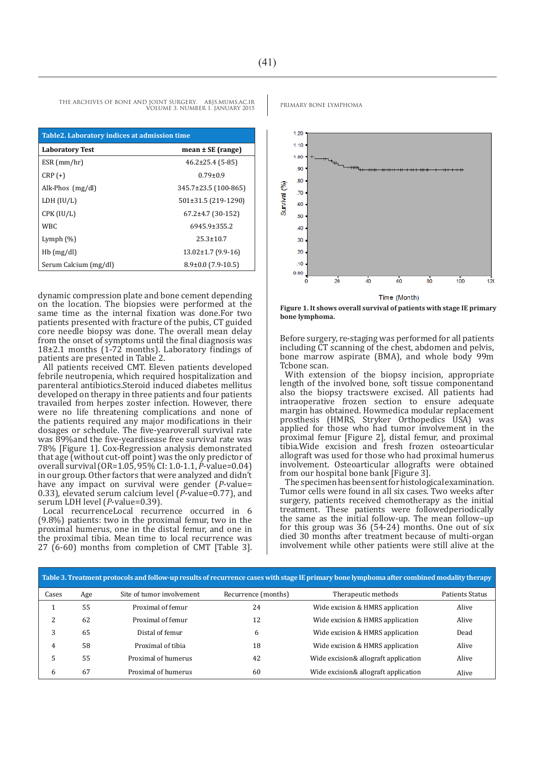**Table2. Laboratory indices at admission time**

| Laboratory Test | mean ± SE (range) |
|---|---|
| ESR (mm/hr) | 46.2±25.4 (5-85) |
| CRP (+) | 0.79±0.9 |
| Alk-Phos (mg/dl) | 345.7±23.5 (100-865) |
| LDH (IU/L) | 501±31.5 (219-1290) |
| CPK (IU/L) | 67.2±4.7 (30-152) |
| WBC | 6945.9±355.2 |
| Lymph (%) | 25.3±10.7 |
| Hb (mg/dl) | 13.02±1.7 (9.9-16) |
| Serum Calcium (mg/dl) | 8.9±0.0 (7.9-10.5) |

dynamic compression plate and bone cement depending on the location. The biopsies were performed at the same time as the internal fixation was done.For two patients presented with fracture of the pubis, CT guided core needle biopsy was done. The overall mean delay from the onset of symptoms until the final diagnosis was 18±2.1 months (1-72 months). Laboratory findings of patients are presented in Table 2.

All patients received CMT. Eleven patients developed febrile neutropenia, which required hospitalization and parenteral antibiotics.Steroid induced diabetes mellitus developed on therapy in three patients and four patients travailed from herpes zoster infection. However, there were no life threatening complications and none of the patients required any major modifications in their dosages or schedule. The five-yearoverall survival rate was 89%and the five-yeardisease free survival rate was 78% [Figure 1]. Cox-Regression analysis demonstrated that age (without cut-off point) was the only predictor of overall survival (OR=1.05, 95% CI: 1.0-1.1, *P*-value=0.04) in our group. Other factors that were analyzed and didn't have any impact on survival were gender (*P*-value= 0.33), elevated serum calcium level (*P*-value=0.77), and serum LDH level (*P*-value=0.39).

Local recurrenceLocal recurrence occurred in 6 (9.8%) patients: two in the proximal femur, two in the proximal humerus, one in the distal femur, and one in the proximal tibia. Mean time to local recurrence was 27 (6-60) months from completion of CMT [Table 3].

**Figure 1. It shows overall survival of patients with stage IE primary bone lymphoma.**

Before surgery, re-staging was performed for all patients including CT scanning of the chest, abdomen and pelvis, bone marrow aspirate (BMA), and whole body 99m Tcbone scan.

With extension of the biopsy incision, appropriate length of the involved bone, soft tissue componentand also the biopsy tractswere excised. All patients had intraoperative frozen section to ensure adequate margin has obtained. Howmedica modular replacement prosthesis (HMRS, Stryker Orthopedics USA) was applied for those who had tumor involvement in the proximal femur [Figure 2], distal femur, and proximal tibia.Wide excision and fresh frozen osteoarticular allograft was used for those who had proximal humerus involvement. Osteoarticular allografts were obtained from our hospital bone bank [Figure 3].

The specimen has beensent for histological examination. Tumor cells were found in all six cases. Two weeks after surgery, patients received chemotherapy as the initial treatment. These patients were followedperiodically the same as the initial follow-up. The mean follow–up for this group was 36 (54-24) months. One out of six died 30 months after treatment because of multi-organ involvement while other patients were still alive at the

**Table 3. Treatment protocols and follow-up results of recurrence cases with stage IE primary bone lymphoma after combined modality therapy**

| Cases | Age | Site of tumor involvement | Recurrence (months) | Therapeutic methods | Patients Status |
|---|---|---|---|---|---|
| 1 | 55 | Proximal of femur | 24 | Wide excision & HMRS application | Alive |
| 2 | 62 | Proximal of femur | 12 | Wide excision & HMRS application | Alive |
| 3 | 65 | Distal of femur | 6 | Wide excision & HMRS application | Dead |
| 4 | 58 | Proximal of tibia | 18 | Wide excision & HMRS application | Alive |
| 5 | 55 | Proximal of humerus | 42 | Wide excision& allograft application | Alive |
| 6 | 67 | Proximal of humerus | 60 | Wide excision& allograft application | Alive |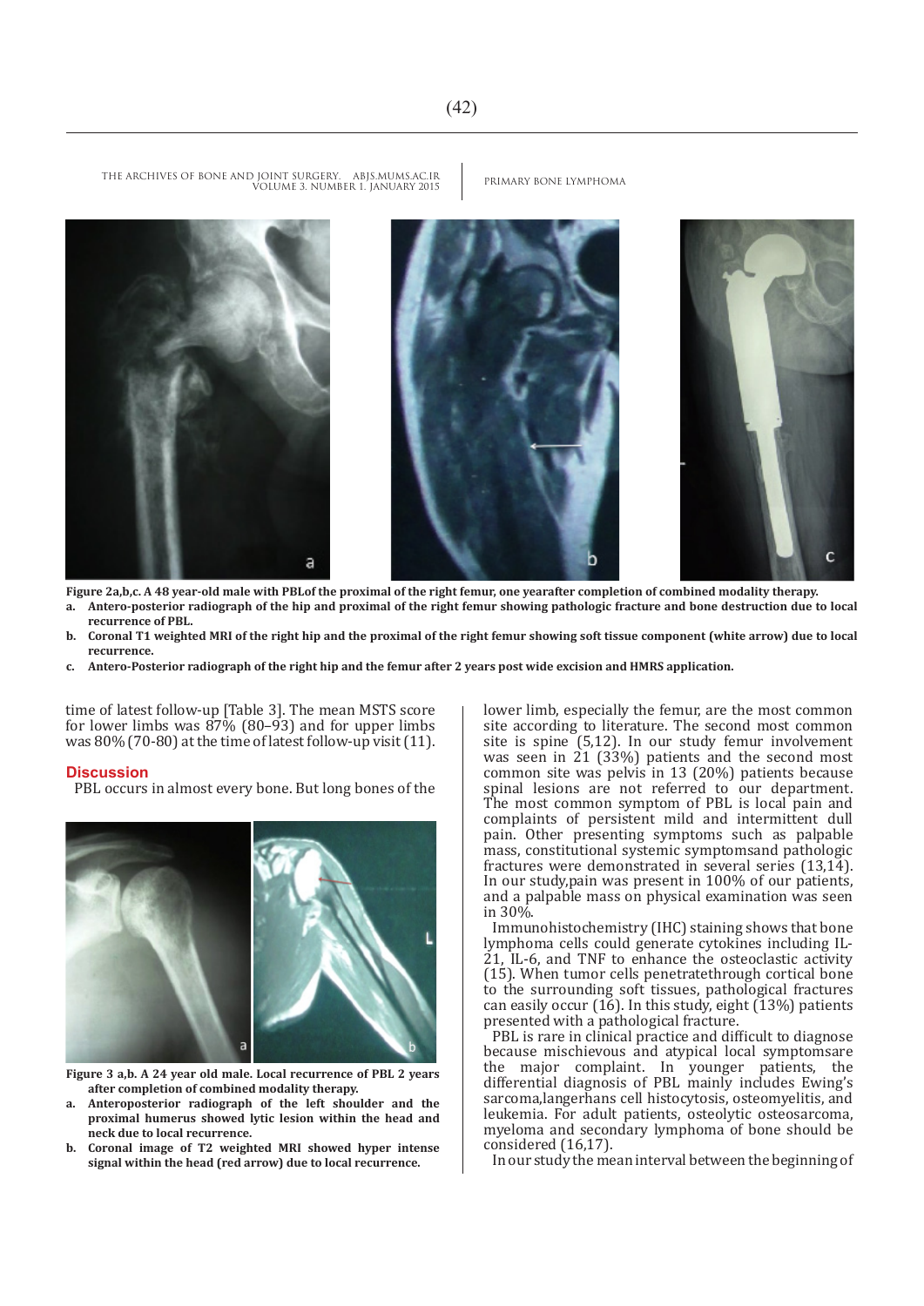**Figure 2a,b,c. A 48 year-old male with PBLof the proximal of the right femur, one yearafter completion of combined modality therapy.**

a. **Antero-posterior radiograph of the hip and proximal of the right femur showing pathologic fracture and bone destruction due to local recurrence of PBL.**
b. **Coronal T1 weighted MRI of the right hip and the proximal of the right femur showing soft tissue component (white arrow) due to local recurrence.**
c. **Antero-Posterior radiograph of the right hip and the femur after 2 years post wide excision and HMRS application.**

time of latest follow-up [Table 3]. The mean MSTS score for lower limbs was 87% (80–93) and for upper limbs was 80% (70-80) at the time of latest follow-up visit (11).

## Discussion

PBL occurs in almost every bone. But long bones of the lower limb, especially the femur, are the most common site according to literature. The second most common site is spine (5,12). In our study femur involvement was seen in 21 (33%) patients and the second most common site was pelvis in 13 (20%) patients because spinal lesions are not referred to our department. The most common symptom of PBL is local pain and complaints of persistent mild and intermittent dull pain. Other presenting symptoms such as palpable mass, constitutional systemic symptomsand pathologic fractures were demonstrated in several series (13,14). In our study,pain was present in 100% of our patients, and a palpable mass on physical examination was seen in 30%.

Immunohistochemistry (IHC) staining shows that bone lymphoma cells could generate cytokines including IL-21, IL-6, and TNF to enhance the osteoclastic activity (15). When tumor cells penetratethrough cortical bone to the surrounding soft tissues, pathological fractures can easily occur (16). In this study, eight (13%) patients presented with a pathological fracture.

PBL is rare in clinical practice and difficult to diagnose because mischievous and atypical local symptomsare the major complaint. In younger patients, the differential diagnosis of PBL mainly includes Ewing's sarcoma,langerhans cell histocytosis, osteomyelitis, and leukemia. For adult patients, osteolytic osteosarcoma, myeloma and secondary lymphoma of bone should be considered (16,17).

In our study the mean interval between the beginning of

**Figure 3 a,b. A 24 year old male. Local recurrence of PBL 2 years after completion of combined modality therapy.**

a. **Anteroposterior radiograph of the left shoulder and the proximal humerus showed lytic lesion within the head and neck due to local recurrence.**
b. **Coronal image of T2 weighted MRI showed hyper intense signal within the head (red arrow) due to local recurrence.**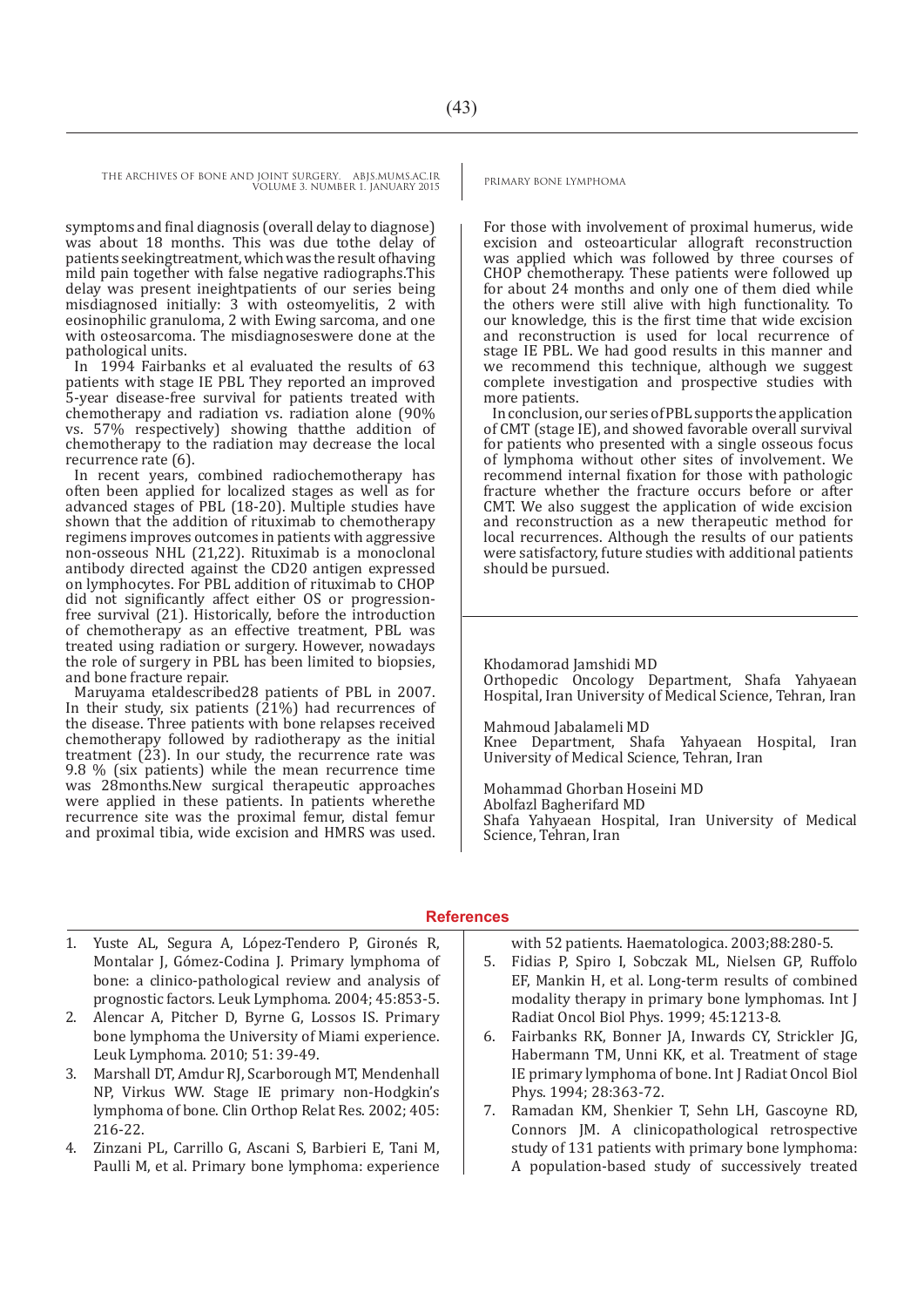symptoms and final diagnosis (overall delay to diagnose) was about 18 months. This was due tothe delay of patients seekingtreatment, which was the result ofhaving mild pain together with false negative radiographs.This delay was present ineightpatients of our series being misdiagnosed initially: 3 with osteomyelitis, 2 with eosinophilic granuloma, 2 with Ewing sarcoma, and one with osteosarcoma. The misdiagnoseswere done at the pathological units.

In 1994 Fairbanks et al evaluated the results of 63 patients with stage IE PBL They reported an improved 5-year disease-free survival for patients treated with chemotherapy and radiation vs. radiation alone (90% vs. 57% respectively) showing thatthe addition of chemotherapy to the radiation may decrease the local recurrence rate (6).

In recent years, combined radiochemotherapy has often been applied for localized stages as well as for advanced stages of PBL (18-20). Multiple studies have shown that the addition of rituximab to chemotherapy regimens improves outcomes in patients with aggressive non-osseous NHL (21,22). Rituximab is a monoclonal antibody directed against the CD20 antigen expressed on lymphocytes. For PBL addition of rituximab to CHOP did not significantly affect either OS or progression-free survival (21). Historically, before the introduction of chemotherapy as an effective treatment, PBL was treated using radiation or surgery. However, nowadays the role of surgery in PBL has been limited to biopsies, and bone fracture repair.

Maruyama etaldescribed28 patients of PBL in 2007. In their study, six patients (21%) had recurrences of the disease. Three patients with bone relapses received chemotherapy followed by radiotherapy as the initial treatment (23). In our study, the recurrence rate was 9.8 % (six patients) while the mean recurrence time was 28months.New surgical therapeutic approaches were applied in these patients. In patients wherethe recurrence site was the proximal femur, distal femur and proximal tibia, wide excision and HMRS was used. For those with involvement of proximal humerus, wide excision and osteoarticular allograft reconstruction was applied which was followed by three courses of CHOP chemotherapy. These patients were followed up for about 24 months and only one of them died while the others were still alive with high functionality. To our knowledge, this is the first time that wide excision and reconstruction is used for local recurrence of stage IE PBL. We had good results in this manner and we recommend this technique, although we suggest complete investigation and prospective studies with more patients.

In conclusion, our series of PBL supports the application of CMT (stage IE), and showed favorable overall survival for patients who presented with a single osseous focus of lymphoma without other sites of involvement. We recommend internal fixation for those with pathologic fracture whether the fracture occurs before or after CMT. We also suggest the application of wide excision and reconstruction as a new therapeutic method for local recurrences. Although the results of our patients were satisfactory, future studies with additional patients should be pursued.

Khodamorad Jamshidi MD
Orthopedic Oncology Department, Shafa Yahyaean Hospital, Iran University of Medical Science, Tehran, Iran

Mahmoud Jabalameli MD
Knee Department, Shafa Yahyaean Hospital, Iran University of Medical Science, Tehran, Iran

Mohammad Ghorban Hoseini MD
Abolfazl Bagherifard MD
Shafa Yahyaean Hospital, Iran University of Medical Science, Tehran, Iran

## References

1. Yuste AL, Segura A, López-Tendero P, Gironés R, Montalar J, Gómez-Codina J. Primary lymphoma of bone: a clinico-pathological review and analysis of prognostic factors. Leuk Lymphoma. 2004; 45:853-5.
2. Alencar A, Pitcher D, Byrne G, Lossos IS. Primary bone lymphoma the University of Miami experience. Leuk Lymphoma. 2010; 51: 39-49.
3. Marshall DT, Amdur RJ, Scarborough MT, Mendenhall NP, Virkus WW. Stage IE primary non-Hodgkin's lymphoma of bone. Clin Orthop Relat Res. 2002; 405: 216-22.
4. Zinzani PL, Carrillo G, Ascani S, Barbieri E, Tani M, Paulli M, et al. Primary bone lymphoma: experience with 52 patients. Haematologica. 2003;88:280-5.
5. Fidias P, Spiro I, Sobczak ML, Nielsen GP, Ruffolo EF, Mankin H, et al. Long-term results of combined modality therapy in primary bone lymphomas. Int J Radiat Oncol Biol Phys. 1999; 45:1213-8.
6. Fairbanks RK, Bonner JA, Inwards CY, Strickler JG, Habermann TM, Unni KK, et al. Treatment of stage IE primary lymphoma of bone. Int J Radiat Oncol Biol Phys. 1994; 28:363-72.
7. Ramadan KM, Shenkier T, Sehn LH, Gascoyne RD, Connors JM. A clinicopathological retrospective study of 131 patients with primary bone lymphoma: A population-based study of successively treated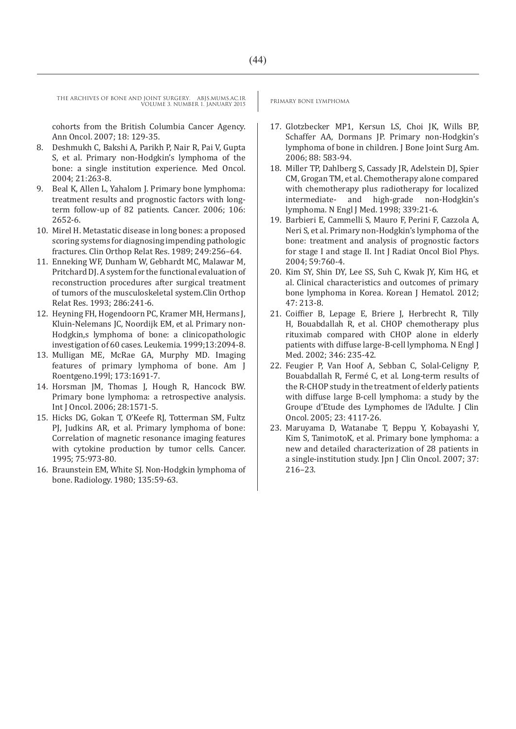cohorts from the British Columbia Cancer Agency. Ann Oncol. 2007; 18: 129-35.

8. Deshmukh C, Bakshi A, Parikh P, Nair R, Pai V, Gupta S, et al. Primary non-Hodgkin's lymphoma of the bone: a single institution experience. Med Oncol. 2004; 21:263-8.
9. Beal K, Allen L, Yahalom J. Primary bone lymphoma: treatment results and prognostic factors with long-term follow-up of 82 patients. Cancer. 2006; 106: 2652-6.
10. Mirel H. Metastatic disease in long bones: a proposed scoring systems for diagnosing impending pathologic fractures. Clin Orthop Relat Res. 1989; 249:256–64.
11. Enneking WF, Dunham W, Gebhardt MC, Malawar M, Pritchard DJ. A system for the functional evaluation of reconstruction procedures after surgical treatment of tumors of the musculoskeletal system.Clin Orthop Relat Res. 1993; 286:241-6.
12. Heyning FH, Hogendoorn PC, Kramer MH, Hermans J, Kluin-Nelemans JC, Noordijk EM, et al. Primary non-Hodgkin,s lymphoma of bone: a clinicopathologic investigation of 60 cases. Leukemia. 1999;13:2094-8.
13. Mulligan ME, McRae GA, Murphy MD. Imaging features of primary lymphoma of bone. Am J Roentgeno.199l; 173:1691-7.
14. Horsman JM, Thomas J, Hough R, Hancock BW. Primary bone lymphoma: a retrospective analysis. Int J Oncol. 2006; 28:1571-5.
15. Hicks DG, Gokan T, O'Keefe RJ, Totterman SM, Fultz PJ, Judkins AR, et al. Primary lymphoma of bone: Correlation of magnetic resonance imaging features with cytokine production by tumor cells. Cancer. 1995; 75:973-80.
16. Braunstein EM, White SJ. Non-Hodgkin lymphoma of bone. Radiology. 1980; 135:59-63.
17. Glotzbecker MP1, Kersun LS, Choi JK, Wills BP, Schaffer AA, Dormans JP. Primary non-Hodgkin's lymphoma of bone in children. J Bone Joint Surg Am. 2006; 88: 583-94.
18. Miller TP, Dahlberg S, Cassady JR, Adelstein DJ, Spier CM, Grogan TM, et al. Chemotherapy alone compared with chemotherapy plus radiotherapy for localized intermediate- and high-grade non-Hodgkin's lymphoma. N Engl J Med. 1998; 339:21-6.
19. Barbieri E, Cammelli S, Mauro F, Perini F, Cazzola A, Neri S, et al. Primary non-Hodgkin's lymphoma of the bone: treatment and analysis of prognostic factors for stage I and stage II. Int J Radiat Oncol Biol Phys. 2004; 59:760-4.
20. Kim SY, Shin DY, Lee SS, Suh C, Kwak JY, Kim HG, et al. Clinical characteristics and outcomes of primary bone lymphoma in Korea. Korean J Hematol. 2012; 47: 213-8.
21. Coiffier B, Lepage E, Briere J, Herbrecht R, Tilly H, Bouabdallah R, et al. CHOP chemotherapy plus rituximab compared with CHOP alone in elderly patients with diffuse large-B-cell lymphoma. N Engl J Med. 2002; 346: 235-42.
22. Feugier P, Van Hoof A, Sebban C, Solal-Celigny P, Bouabdallah R, Fermé C, et al. Long-term results of the R-CHOP study in the treatment of elderly patients with diffuse large B-cell lymphoma: a study by the Groupe d'Etude des Lymphomes de l'Adulte. J Clin Oncol. 2005; 23: 4117-26.
23. Maruyama D, Watanabe T, Beppu Y, Kobayashi Y, Kim S, TanimotoK, et al. Primary bone lymphoma: a new and detailed characterization of 28 patients in a single-institution study. Jpn J Clin Oncol. 2007; 37: 216–23.